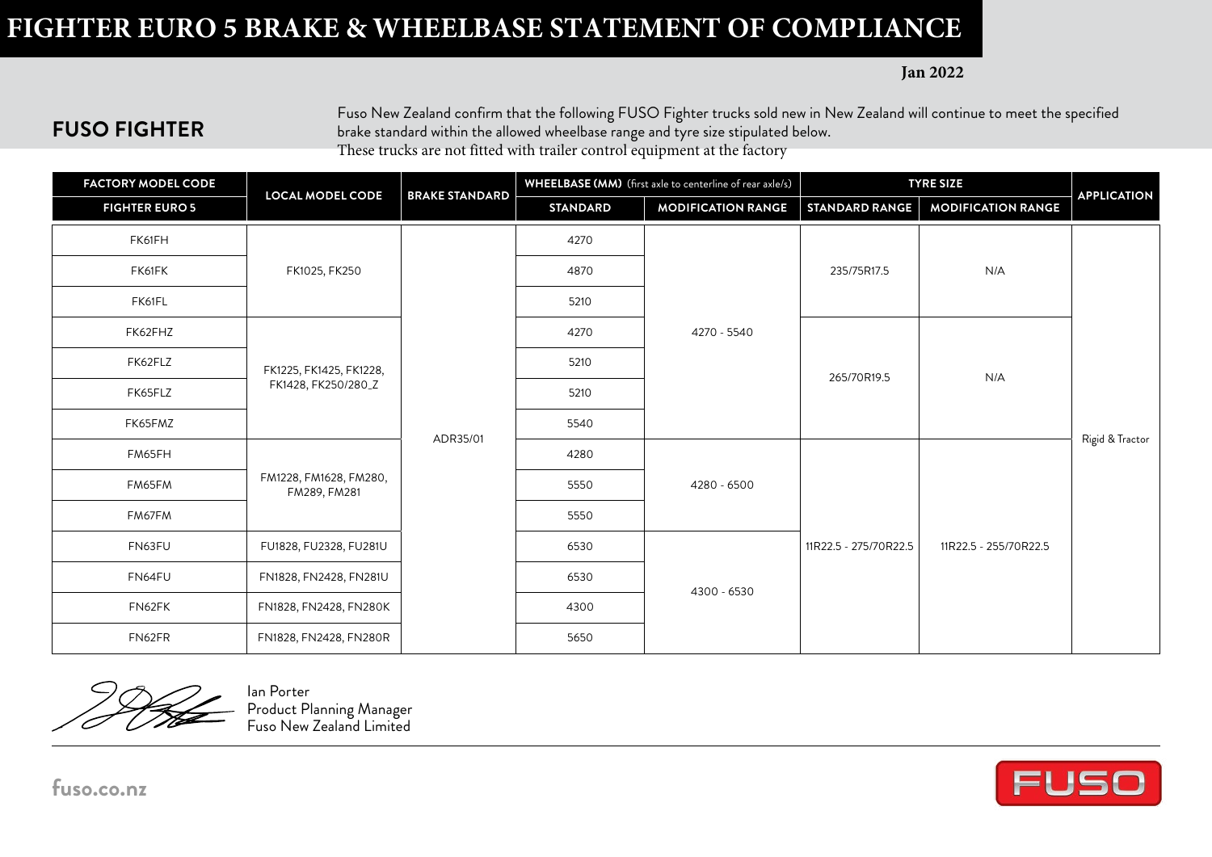# FIGHTER EURO 5 BRAKE & WHEELBASE STATEMENT OF COMPLIANCE

**Jan 2022**

## FUSO FIGHTER

Fuso New Zealand confirm that the following FUSO Fighter trucks sold new in New Zealand will continue to meet the specified brake standard within the allowed wheelbase range and tyre size stipulated below.
These trucks are not fitted with trailer control equipment at the factory

| FACTORY MODEL CODE | LOCAL MODEL CODE | BRAKE STANDARD | WHEELBASE (MM) (first axle to centerline of rear axle/s) | | TYRE SIZE | | APPLICATION |
|---|---|---|---|---|---|---|---|
| FIGHTER EURO 5 | | | STANDARD | MODIFICATION RANGE | STANDARD RANGE | MODIFICATION RANGE | |
| FK61FH | FK1025, FK250 | ADR35/01 | 4270 | 4270 - 5540 | 235/75R17.5 | N/A | Rigid & Tractor |
| FK61FK | FK1025, FK250 | ADR35/01 | 4870 | 4270 - 5540 | 235/75R17.5 | N/A | Rigid & Tractor |
| FK61FL | FK1025, FK250 | ADR35/01 | 5210 | 4270 - 5540 | 235/75R17.5 | N/A | Rigid & Tractor |
| FK62FHZ | FK1225, FK1425, FK1228, FK1428, FK250/280_Z | ADR35/01 | 4270 | 4270 - 5540 | 265/70R19.5 | N/A | Rigid & Tractor |
| FK62FLZ | FK1225, FK1425, FK1228, FK1428, FK250/280_Z | ADR35/01 | 5210 | 4270 - 5540 | 265/70R19.5 | N/A | Rigid & Tractor |
| FK65FLZ | FK1225, FK1425, FK1228, FK1428, FK250/280_Z | ADR35/01 | 5210 | 4270 - 5540 | 265/70R19.5 | N/A | Rigid & Tractor |
| FK65FMZ | FK1225, FK1425, FK1228, FK1428, FK250/280_Z | ADR35/01 | 5540 | 4270 - 5540 | 265/70R19.5 | N/A | Rigid & Tractor |
| FM65FH | FM1228, FM1628, FM280, FM289, FM281 | ADR35/01 | 4280 | 4280 - 6500 | 11R22.5 - 275/70R22.5 | 11R22.5 - 255/70R22.5 | Rigid & Tractor |
| FM65FM | FM1228, FM1628, FM280, FM289, FM281 | ADR35/01 | 5550 | 4280 - 6500 | 11R22.5 - 275/70R22.5 | 11R22.5 - 255/70R22.5 | Rigid & Tractor |
| FM67FM | FM1228, FM1628, FM280, FM289, FM281 | ADR35/01 | 5550 | 4280 - 6500 | 11R22.5 - 275/70R22.5 | 11R22.5 - 255/70R22.5 | Rigid & Tractor |
| FN63FU | FU1828, FU2328, FU281U | ADR35/01 | 6530 | 4300 - 6530 | 11R22.5 - 275/70R22.5 | 11R22.5 - 255/70R22.5 | Rigid & Tractor |
| FN64FU | FN1828, FN2428, FN281U | ADR35/01 | 6530 | 4300 - 6530 | 11R22.5 - 275/70R22.5 | 11R22.5 - 255/70R22.5 | Rigid & Tractor |
| FN62FK | FN1828, FN2428, FN280K | ADR35/01 | 4300 | 4300 - 6530 | 11R22.5 - 275/70R22.5 | 11R22.5 - 255/70R22.5 | Rigid & Tractor |
| FN62FR | FN1828, FN2428, FN280R | ADR35/01 | 5650 | 4300 - 6530 | 11R22.5 - 275/70R22.5 | 11R22.5 - 255/70R22.5 | Rigid & Tractor |

Ian Porter
Product Planning Manager
Fuso New Zealand Limited

fuso.co.nz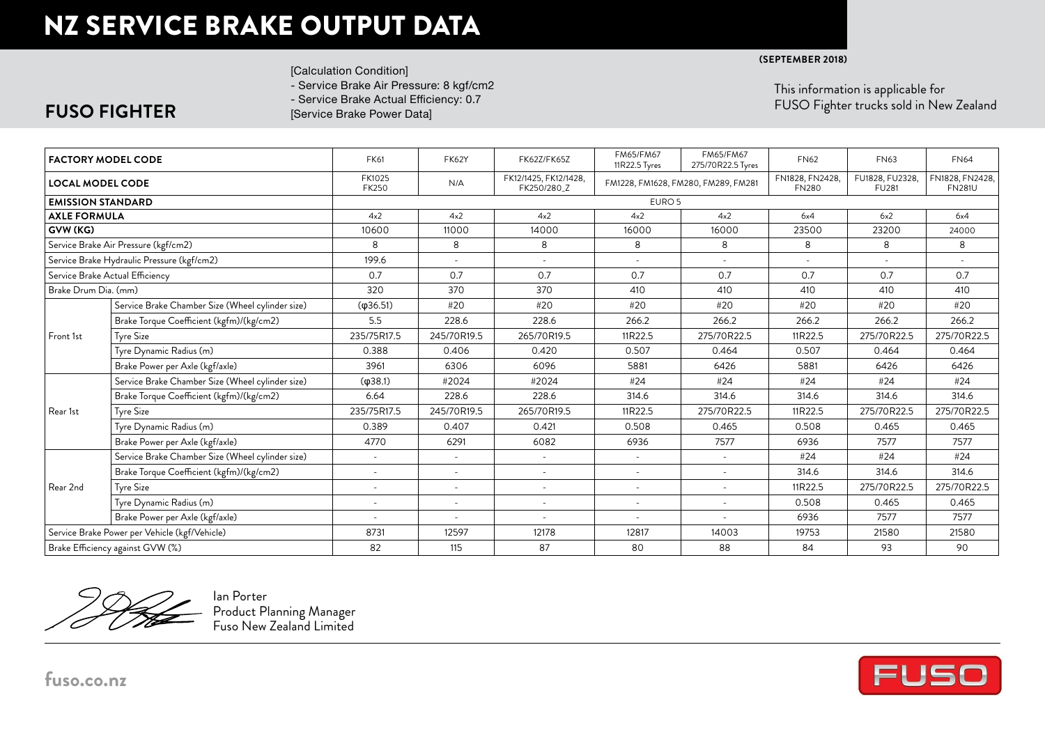# NZ SERVICE BRAKE OUTPUT DATA

**(SEPTEMBER 2018)**

## FUSO FIGHTER

[Calculation Condition]
- Service Brake Air Pressure: 8 kgf/cm2
- Service Brake Actual Efficiency: 0.7

[Service Brake Power Data]

This information is applicable for FUSO Fighter trucks sold in New Zealand

| | | | | | | | | | |
|---|---|---|---|---|---|---|---|---|---|
| **FACTORY MODEL CODE** | | FK61 | FK62Y | FK62Z/FK65Z | FM65/FM67 11R22.5 Tyres | FM65/FM67 275/70R22.5 Tyres | FN62 | FN63 | FN64 |
| **LOCAL MODEL CODE** | | FK1025 FK250 | N/A | FK12/1425, FK12/1428, FK250/280_Z | FM1228, FM1628, FM280, FM289, FM281 | | FN1828, FN2428, FN280 | FU1828, FU2328, FU281 | FN1828, FN2428, FN281U |
| **EMISSION STANDARD** | | EURO 5 | | | | | | | |
| **AXLE FORMULA** | | 4x2 | 4x2 | 4x2 | 4x2 | 4x2 | 6x4 | 6x2 | 6x4 |
| **GVW (KG)** | | 10600 | 11000 | 14000 | 16000 | 16000 | 23500 | 23200 | 24000 |
| Service Brake Air Pressure (kgf/cm2) | | 8 | 8 | 8 | 8 | 8 | 8 | 8 | 8 |
| Service Brake Hydraulic Pressure (kgf/cm2) | | 199.6 | - | - | - | - | - | - | - |
| Service Brake Actual Efficiency | | 0.7 | 0.7 | 0.7 | 0.7 | 0.7 | 0.7 | 0.7 | 0.7 |
| Brake Drum Dia. (mm) | | 320 | 370 | 370 | 410 | 410 | 410 | 410 | 410 |
| Front 1st | Service Brake Chamber Size (Wheel cylinder size) | (φ36.51) | #20 | #20 | #20 | #20 | #20 | #20 | #20 |
| | Brake Torque Coefficient (kgfm)/(kg/cm2) | 5.5 | 228.6 | 228.6 | 266.2 | 266.2 | 266.2 | 266.2 | 266.2 |
| | Tyre Size | 235/75R17.5 | 245/70R19.5 | 265/70R19.5 | 11R22.5 | 275/70R22.5 | 11R22.5 | 275/70R22.5 | 275/70R22.5 |
| | Tyre Dynamic Radius (m) | 0.388 | 0.406 | 0.420 | 0.507 | 0.464 | 0.507 | 0.464 | 0.464 |
| | Brake Power per Axle (kgf/axle) | 3961 | 6306 | 6096 | 5881 | 6426 | 5881 | 6426 | 6426 |
| Rear 1st | Service Brake Chamber Size (Wheel cylinder size) | (φ38.1) | #2024 | #2024 | #24 | #24 | #24 | #24 | #24 |
| | Brake Torque Coefficient (kgfm)/(kg/cm2) | 6.64 | 228.6 | 228.6 | 314.6 | 314.6 | 314.6 | 314.6 | 314.6 |
| | Tyre Size | 235/75R17.5 | 245/70R19.5 | 265/70R19.5 | 11R22.5 | 275/70R22.5 | 11R22.5 | 275/70R22.5 | 275/70R22.5 |
| | Tyre Dynamic Radius (m) | 0.389 | 0.407 | 0.421 | 0.508 | 0.465 | 0.508 | 0.465 | 0.465 |
| | Brake Power per Axle (kgf/axle) | 4770 | 6291 | 6082 | 6936 | 7577 | 6936 | 7577 | 7577 |
| Rear 2nd | Service Brake Chamber Size (Wheel cylinder size) | - | - | - | - | - | #24 | #24 | #24 |
| | Brake Torque Coefficient (kgfm)/(kg/cm2) | - | - | - | - | - | 314.6 | 314.6 | 314.6 |
| | Tyre Size | - | - | - | - | - | 11R22.5 | 275/70R22.5 | 275/70R22.5 |
| | Tyre Dynamic Radius (m) | - | - | - | - | - | 0.508 | 0.465 | 0.465 |
| | Brake Power per Axle (kgf/axle) | - | - | - | - | - | 6936 | 7577 | 7577 |
| Service Brake Power per Vehicle (kgf/Vehicle) | | 8731 | 12597 | 12178 | 12817 | 14003 | 19753 | 21580 | 21580 |
| Brake Efficiency against GVW (%) | | 82 | 115 | 87 | 80 | 88 | 84 | 93 | 90 |

Ian Porter
Product Planning Manager
Fuso New Zealand Limited

fuso.co.nz